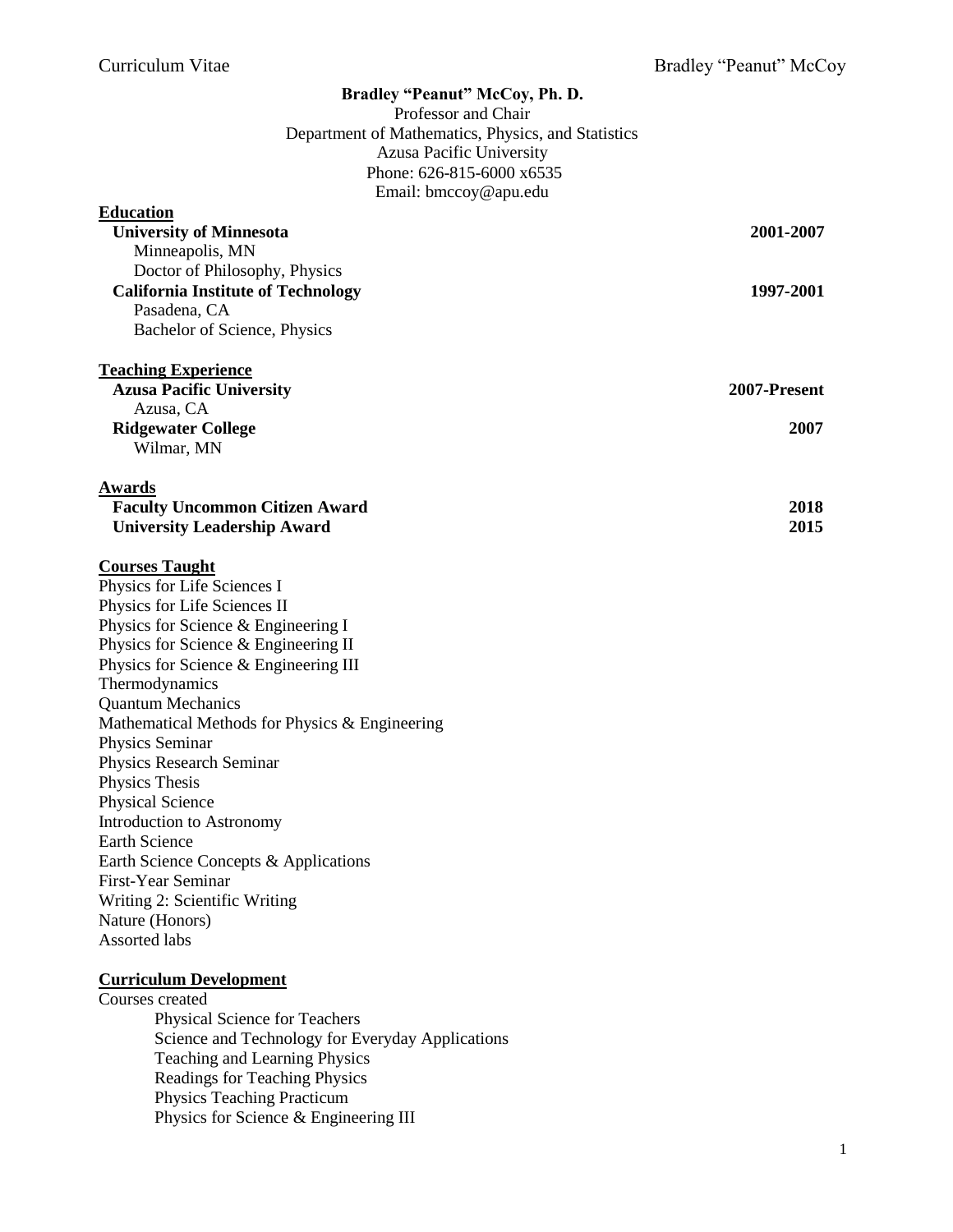# Bradley "Peanut" McCoy, Ph. D.

Professor and Chair
Department of Mathematics, Physics, and Statistics
Azusa Pacific University
Phone: 626-815-6000 x6535
Email: bmccoy@apu.edu

## Education

**University of Minnesota** — **2001-2007**
Minneapolis, MN
Doctor of Philosophy, Physics

**California Institute of Technology** — **1997-2001**
Pasadena, CA
Bachelor of Science, Physics

## Teaching Experience

**Azusa Pacific University** — **2007-Present**
Azusa, CA

**Ridgewater College** — **2007**
Wilmar, MN

## Awards

**Faculty Uncommon Citizen Award** — **2018**
**University Leadership Award** — **2015**

## Courses Taught

Physics for Life Sciences I
Physics for Life Sciences II
Physics for Science & Engineering I
Physics for Science & Engineering II
Physics for Science & Engineering III
Thermodynamics
Quantum Mechanics
Mathematical Methods for Physics & Engineering
Physics Seminar
Physics Research Seminar
Physics Thesis
Physical Science
Introduction to Astronomy
Earth Science
Earth Science Concepts & Applications
First-Year Seminar
Writing 2: Scientific Writing
Nature (Honors)
Assorted labs

## Curriculum Development

Courses created

- Physical Science for Teachers
- Science and Technology for Everyday Applications
- Teaching and Learning Physics
- Readings for Teaching Physics
- Physics Teaching Practicum
- Physics for Science & Engineering III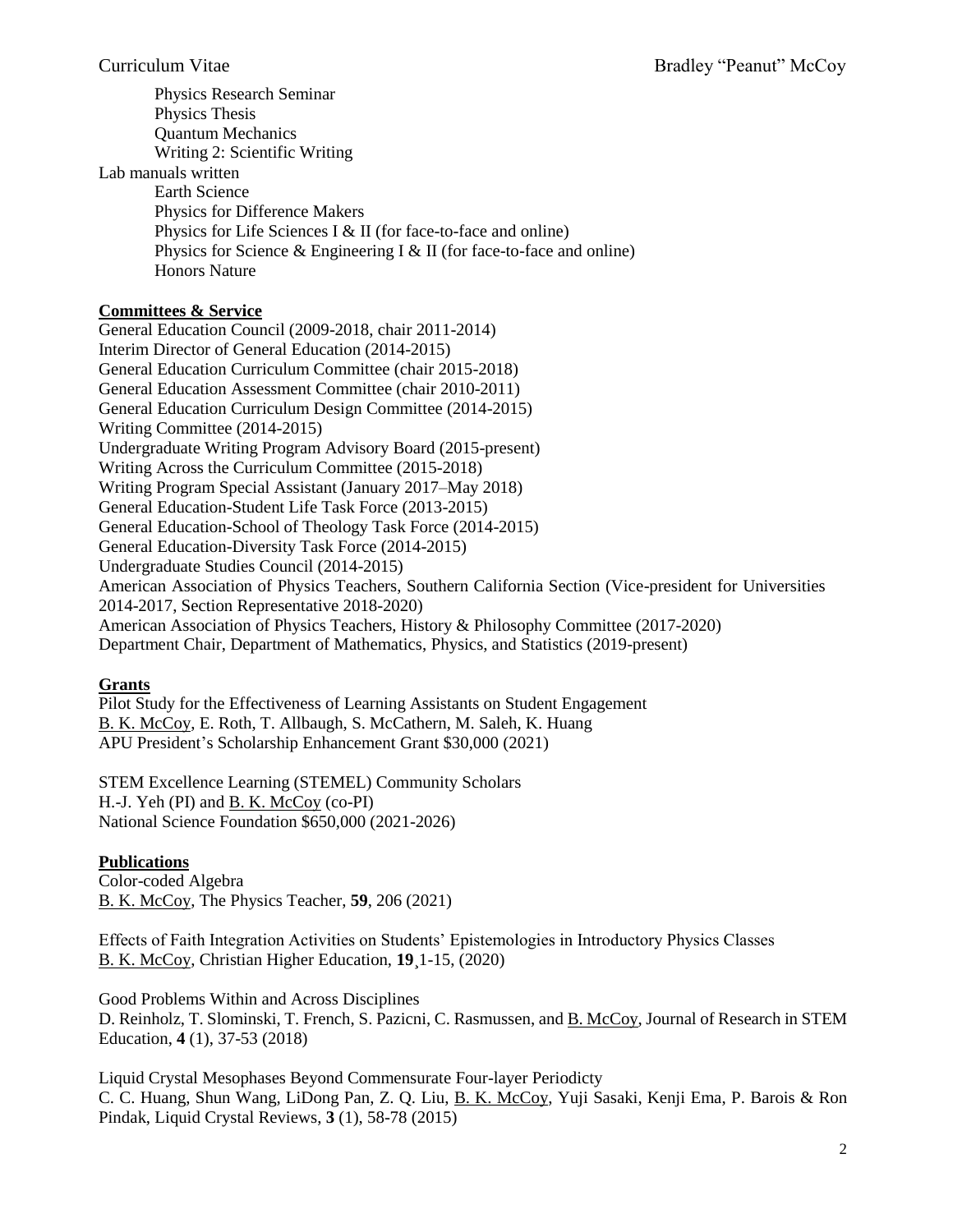Physics Research Seminar
Physics Thesis
Quantum Mechanics
Writing 2: Scientific Writing

Lab manuals written

Earth Science
Physics for Difference Makers
Physics for Life Sciences I & II (for face-to-face and online)
Physics for Science & Engineering I & II (for face-to-face and online)
Honors Nature

## Committees & Service

General Education Council (2009-2018, chair 2011-2014)
Interim Director of General Education (2014-2015)
General Education Curriculum Committee (chair 2015-2018)
General Education Assessment Committee (chair 2010-2011)
General Education Curriculum Design Committee (2014-2015)
Writing Committee (2014-2015)
Undergraduate Writing Program Advisory Board (2015-present)
Writing Across the Curriculum Committee (2015-2018)
Writing Program Special Assistant (January 2017–May 2018)
General Education-Student Life Task Force (2013-2015)
General Education-School of Theology Task Force (2014-2015)
General Education-Diversity Task Force (2014-2015)
Undergraduate Studies Council (2014-2015)
American Association of Physics Teachers, Southern California Section (Vice-president for Universities 2014-2017, Section Representative 2018-2020)
American Association of Physics Teachers, History & Philosophy Committee (2017-2020)
Department Chair, Department of Mathematics, Physics, and Statistics (2019-present)

## Grants

Pilot Study for the Effectiveness of Learning Assistants on Student Engagement
B. K. McCoy, E. Roth, T. Allbaugh, S. McCathern, M. Saleh, K. Huang
APU President's Scholarship Enhancement Grant $30,000 (2021)

STEM Excellence Learning (STEMEL) Community Scholars
H.-J. Yeh (PI) and B. K. McCoy (co-PI)
National Science Foundation $650,000 (2021-2026)

## Publications

Color-coded Algebra
B. K. McCoy, The Physics Teacher, **59**, 206 (2021)

Effects of Faith Integration Activities on Students' Epistemologies in Introductory Physics Classes
B. K. McCoy, Christian Higher Education, **19**¸1-15, (2020)

Good Problems Within and Across Disciplines
D. Reinholz, T. Slominski, T. French, S. Pazicni, C. Rasmussen, and B. McCoy, Journal of Research in STEM Education, **4** (1), 37-53 (2018)

Liquid Crystal Mesophases Beyond Commensurate Four-layer Periodicty
C. C. Huang, Shun Wang, LiDong Pan, Z. Q. Liu, B. K. McCoy, Yuji Sasaki, Kenji Ema, P. Barois & Ron Pindak, Liquid Crystal Reviews, **3** (1), 58-78 (2015)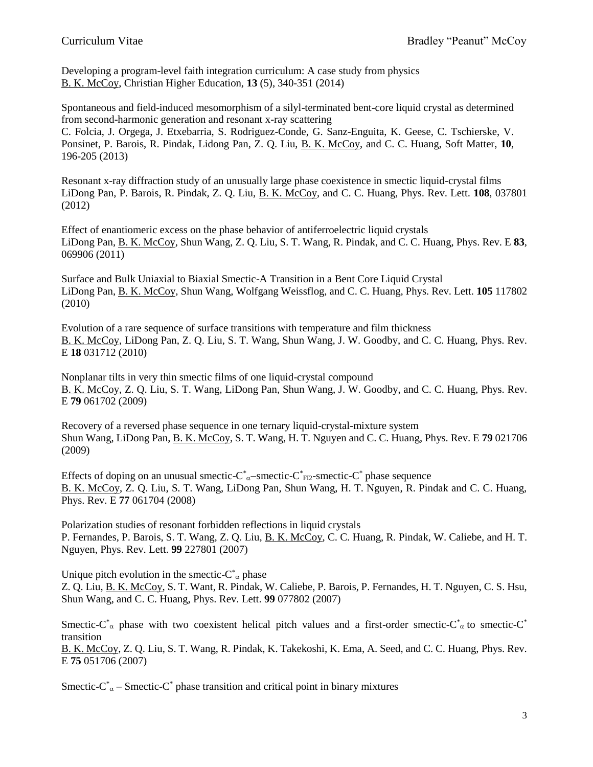Developing a program-level faith integration curriculum: A case study from physics
B. K. McCoy, Christian Higher Education, **13** (5), 340-351 (2014)

Spontaneous and field-induced mesomorphism of a silyl-terminated bent-core liquid crystal as determined from second-harmonic generation and resonant x-ray scattering
C. Folcia, J. Orgega, J. Etxebarria, S. Rodriguez-Conde, G. Sanz-Enguita, K. Geese, C. Tschierske, V. Ponsinet, P. Barois, R. Pindak, Lidong Pan, Z. Q. Liu, B. K. McCoy, and C. C. Huang, Soft Matter, **10**, 196-205 (2013)

Resonant x-ray diffraction study of an unusually large phase coexistence in smectic liquid-crystal films
LiDong Pan, P. Barois, R. Pindak, Z. Q. Liu, B. K. McCoy, and C. C. Huang, Phys. Rev. Lett. **108**, 037801 (2012)

Effect of enantiomeric excess on the phase behavior of antiferroelectric liquid crystals
LiDong Pan, B. K. McCoy, Shun Wang, Z. Q. Liu, S. T. Wang, R. Pindak, and C. C. Huang, Phys. Rev. E **83**, 069906 (2011)

Surface and Bulk Uniaxial to Biaxial Smectic-A Transition in a Bent Core Liquid Crystal
LiDong Pan, B. K. McCoy, Shun Wang, Wolfgang Weissflog, and C. C. Huang, Phys. Rev. Lett. **105** 117802 (2010)

Evolution of a rare sequence of surface transitions with temperature and film thickness
B. K. McCoy, LiDong Pan, Z. Q. Liu, S. T. Wang, Shun Wang, J. W. Goodby, and C. C. Huang, Phys. Rev. E **18** 031712 (2010)

Nonplanar tilts in very thin smectic films of one liquid-crystal compound
B. K. McCoy, Z. Q. Liu, S. T. Wang, LiDong Pan, Shun Wang, J. W. Goodby, and C. C. Huang, Phys. Rev. E **79** 061702 (2009)

Recovery of a reversed phase sequence in one ternary liquid-crystal-mixture system
Shun Wang, LiDong Pan, B. K. McCoy, S. T. Wang, H. T. Nguyen and C. C. Huang, Phys. Rev. E **79** 021706 (2009)

Effects of doping on an unusual smectic-$C^*_\alpha$–smectic-$C^*_{FI2}$-smectic-$C^*$ phase sequence
B. K. McCoy, Z. Q. Liu, S. T. Wang, LiDong Pan, Shun Wang, H. T. Nguyen, R. Pindak and C. C. Huang, Phys. Rev. E **77** 061704 (2008)

Polarization studies of resonant forbidden reflections in liquid crystals
P. Fernandes, P. Barois, S. T. Wang, Z. Q. Liu, B. K. McCoy, C. C. Huang, R. Pindak, W. Caliebe, and H. T. Nguyen, Phys. Rev. Lett. **99** 227801 (2007)

Unique pitch evolution in the smectic-$C^*_\alpha$ phase
Z. Q. Liu, B. K. McCoy, S. T. Want, R. Pindak, W. Caliebe, P. Barois, P. Fernandes, H. T. Nguyen, C. S. Hsu, Shun Wang, and C. C. Huang, Phys. Rev. Lett. **99** 077802 (2007)

Smectic-$C^*_\alpha$ phase with two coexistent helical pitch values and a first-order smectic-$C^*_\alpha$ to smectic-$C^*$ transition
B. K. McCoy, Z. Q. Liu, S. T. Wang, R. Pindak, K. Takekoshi, K. Ema, A. Seed, and C. C. Huang, Phys. Rev. E **75** 051706 (2007)

Smectic-$C^*_\alpha$ – Smectic-$C^*$ phase transition and critical point in binary mixtures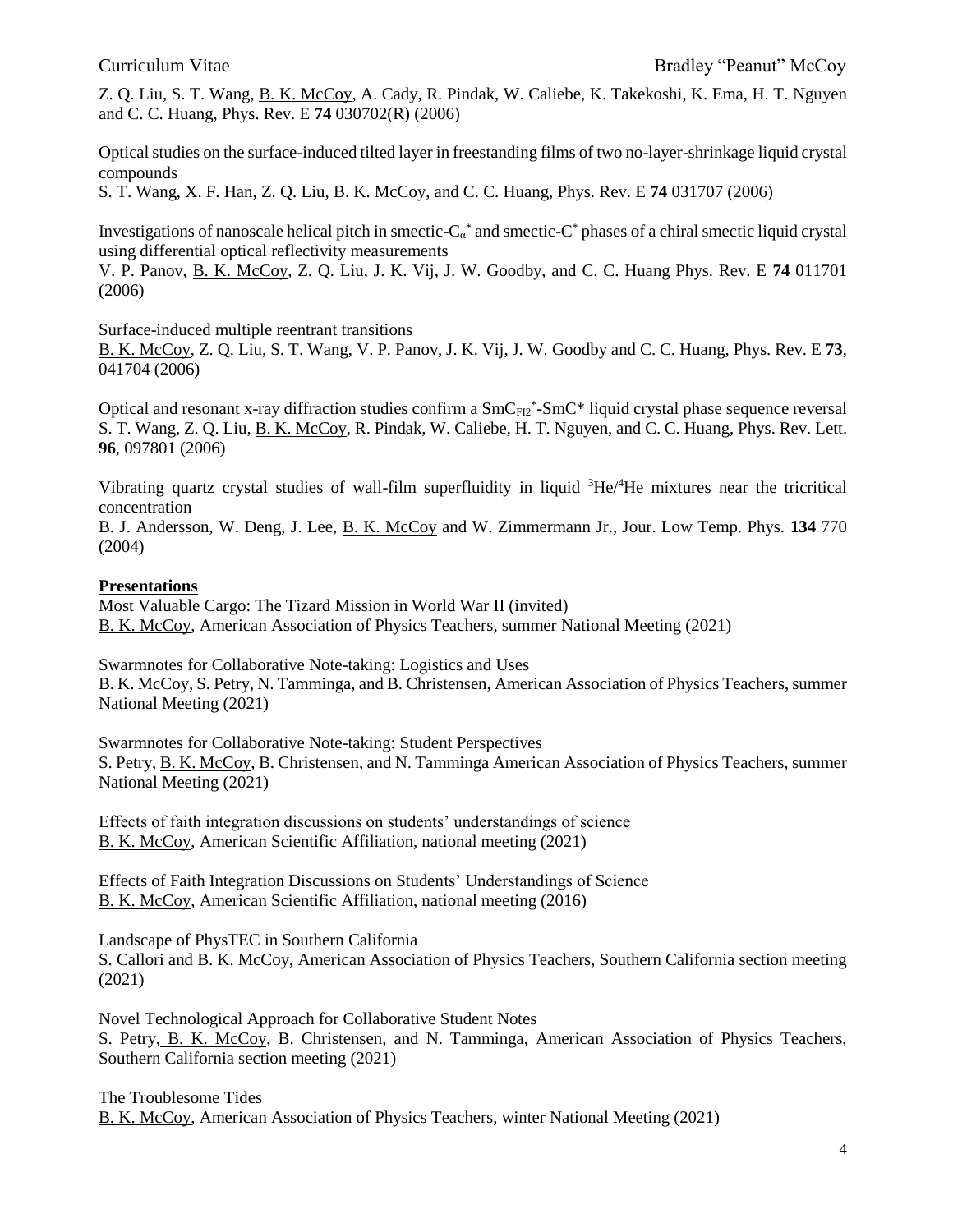Z. Q. Liu, S. T. Wang, B. K. McCoy, A. Cady, R. Pindak, W. Caliebe, K. Takekoshi, K. Ema, H. T. Nguyen and C. C. Huang, Phys. Rev. E **74** 030702(R) (2006)

Optical studies on the surface-induced tilted layer in freestanding films of two no-layer-shrinkage liquid crystal compounds
S. T. Wang, X. F. Han, Z. Q. Liu, B. K. McCoy, and C. C. Huang, Phys. Rev. E **74** 031707 (2006)

Investigations of nanoscale helical pitch in smectic-$C_\alpha^*$ and smectic-$C^*$ phases of a chiral smectic liquid crystal using differential optical reflectivity measurements
V. P. Panov, B. K. McCoy, Z. Q. Liu, J. K. Vij, J. W. Goodby, and C. C. Huang Phys. Rev. E **74** 011701 (2006)

Surface-induced multiple reentrant transitions
B. K. McCoy, Z. Q. Liu, S. T. Wang, V. P. Panov, J. K. Vij, J. W. Goodby and C. C. Huang, Phys. Rev. E **73**, 041704 (2006)

Optical and resonant x-ray diffraction studies confirm a $SmC_{FI2}^*$-SmC* liquid crystal phase sequence reversal
S. T. Wang, Z. Q. Liu, B. K. McCoy, R. Pindak, W. Caliebe, H. T. Nguyen, and C. C. Huang, Phys. Rev. Lett. **96**, 097801 (2006)

Vibrating quartz crystal studies of wall-film superfluidity in liquid $^3He/^4He$ mixtures near the tricritical concentration
B. J. Andersson, W. Deng, J. Lee, B. K. McCoy and W. Zimmermann Jr., Jour. Low Temp. Phys. **134** 770 (2004)

## Presentations

Most Valuable Cargo: The Tizard Mission in World War II (invited)
B. K. McCoy, American Association of Physics Teachers, summer National Meeting (2021)

Swarmnotes for Collaborative Note-taking: Logistics and Uses
B. K. McCoy, S. Petry, N. Tamminga, and B. Christensen, American Association of Physics Teachers, summer National Meeting (2021)

Swarmnotes for Collaborative Note-taking: Student Perspectives
S. Petry, B. K. McCoy, B. Christensen, and N. Tamminga American Association of Physics Teachers, summer National Meeting (2021)

Effects of faith integration discussions on students' understandings of science
B. K. McCoy, American Scientific Affiliation, national meeting (2021)

Effects of Faith Integration Discussions on Students' Understandings of Science
B. K. McCoy, American Scientific Affiliation, national meeting (2016)

Landscape of PhysTEC in Southern California
S. Callori and B. K. McCoy, American Association of Physics Teachers, Southern California section meeting (2021)

Novel Technological Approach for Collaborative Student Notes
S. Petry, B. K. McCoy, B. Christensen, and N. Tamminga, American Association of Physics Teachers, Southern California section meeting (2021)

The Troublesome Tides
B. K. McCoy, American Association of Physics Teachers, winter National Meeting (2021)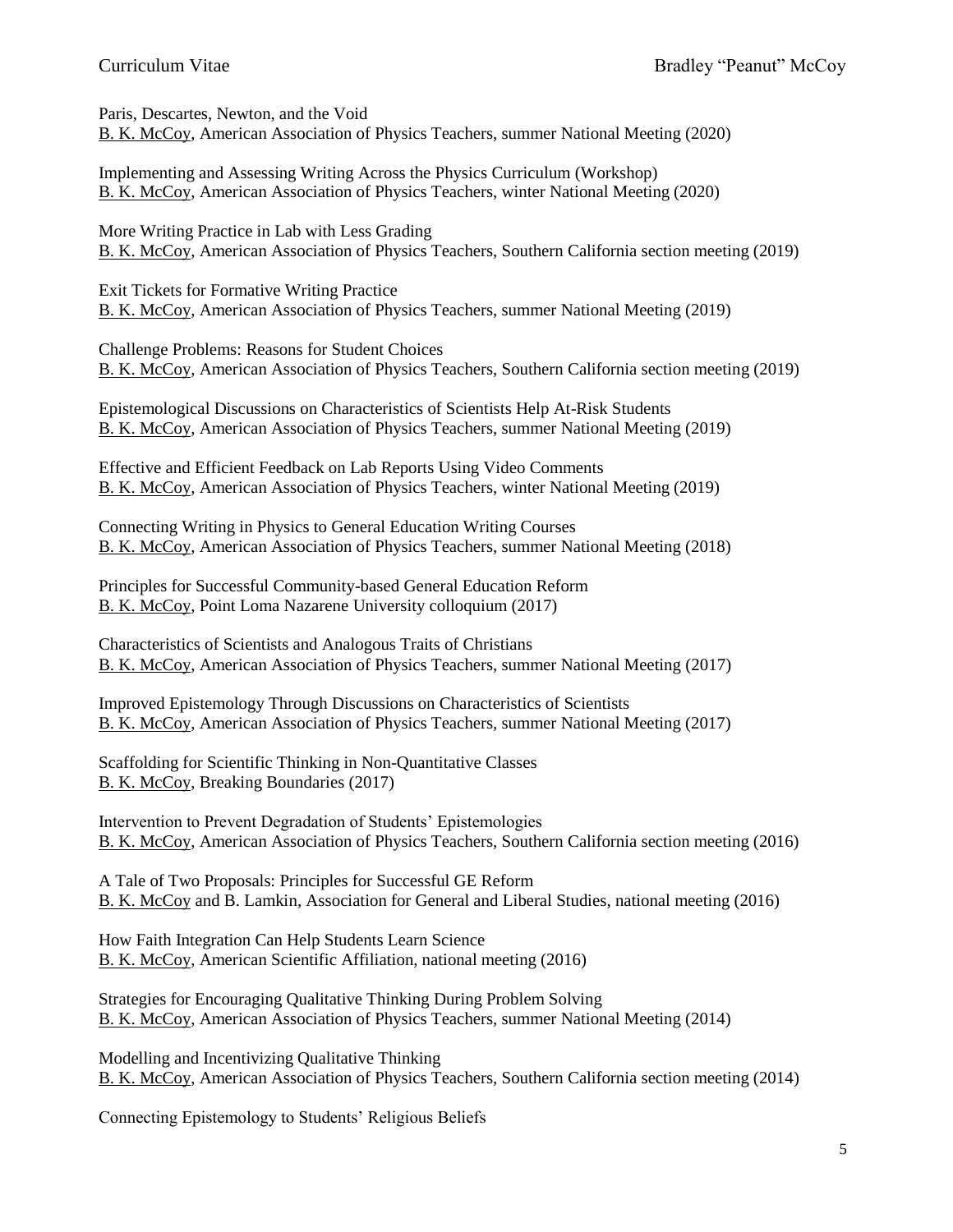Paris, Descartes, Newton, and the Void
B. K. McCoy, American Association of Physics Teachers, summer National Meeting (2020)

Implementing and Assessing Writing Across the Physics Curriculum (Workshop)
B. K. McCoy, American Association of Physics Teachers, winter National Meeting (2020)

More Writing Practice in Lab with Less Grading
B. K. McCoy, American Association of Physics Teachers, Southern California section meeting (2019)

Exit Tickets for Formative Writing Practice
B. K. McCoy, American Association of Physics Teachers, summer National Meeting (2019)

Challenge Problems: Reasons for Student Choices
B. K. McCoy, American Association of Physics Teachers, Southern California section meeting (2019)

Epistemological Discussions on Characteristics of Scientists Help At-Risk Students
B. K. McCoy, American Association of Physics Teachers, summer National Meeting (2019)

Effective and Efficient Feedback on Lab Reports Using Video Comments
B. K. McCoy, American Association of Physics Teachers, winter National Meeting (2019)

Connecting Writing in Physics to General Education Writing Courses
B. K. McCoy, American Association of Physics Teachers, summer National Meeting (2018)

Principles for Successful Community-based General Education Reform
B. K. McCoy, Point Loma Nazarene University colloquium (2017)

Characteristics of Scientists and Analogous Traits of Christians
B. K. McCoy, American Association of Physics Teachers, summer National Meeting (2017)

Improved Epistemology Through Discussions on Characteristics of Scientists
B. K. McCoy, American Association of Physics Teachers, summer National Meeting (2017)

Scaffolding for Scientific Thinking in Non-Quantitative Classes
B. K. McCoy, Breaking Boundaries (2017)

Intervention to Prevent Degradation of Students' Epistemologies
B. K. McCoy, American Association of Physics Teachers, Southern California section meeting (2016)

A Tale of Two Proposals: Principles for Successful GE Reform
B. K. McCoy and B. Lamkin, Association for General and Liberal Studies, national meeting (2016)

How Faith Integration Can Help Students Learn Science
B. K. McCoy, American Scientific Affiliation, national meeting (2016)

Strategies for Encouraging Qualitative Thinking During Problem Solving
B. K. McCoy, American Association of Physics Teachers, summer National Meeting (2014)

Modelling and Incentivizing Qualitative Thinking
B. K. McCoy, American Association of Physics Teachers, Southern California section meeting (2014)

Connecting Epistemology to Students' Religious Beliefs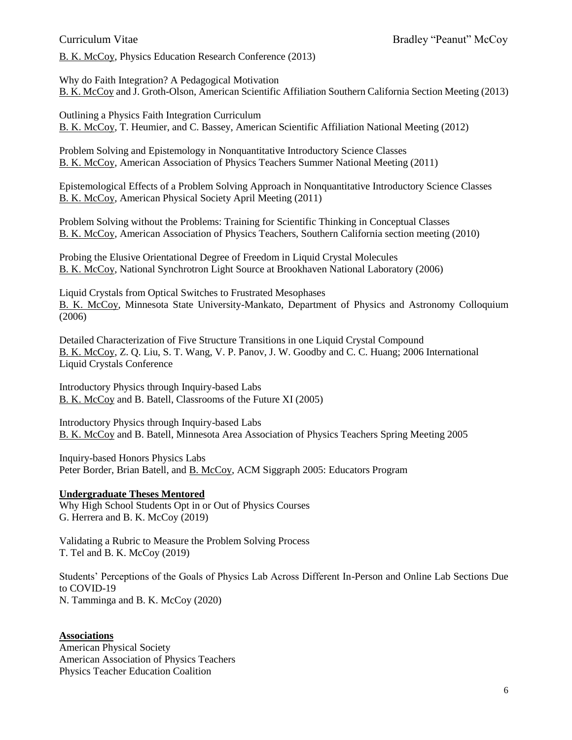B. K. McCoy, Physics Education Research Conference (2013)

Why do Faith Integration? A Pedagogical Motivation
B. K. McCoy and J. Groth-Olson, American Scientific Affiliation Southern California Section Meeting (2013)

Outlining a Physics Faith Integration Curriculum
B. K. McCoy, T. Heumier, and C. Bassey, American Scientific Affiliation National Meeting (2012)

Problem Solving and Epistemology in Nonquantitative Introductory Science Classes
B. K. McCoy, American Association of Physics Teachers Summer National Meeting (2011)

Epistemological Effects of a Problem Solving Approach in Nonquantitative Introductory Science Classes
B. K. McCoy, American Physical Society April Meeting (2011)

Problem Solving without the Problems: Training for Scientific Thinking in Conceptual Classes
B. K. McCoy, American Association of Physics Teachers, Southern California section meeting (2010)

Probing the Elusive Orientational Degree of Freedom in Liquid Crystal Molecules
B. K. McCoy, National Synchrotron Light Source at Brookhaven National Laboratory (2006)

Liquid Crystals from Optical Switches to Frustrated Mesophases
B. K. McCoy, Minnesota State University-Mankato, Department of Physics and Astronomy Colloquium (2006)

Detailed Characterization of Five Structure Transitions in one Liquid Crystal Compound
B. K. McCoy, Z. Q. Liu, S. T. Wang, V. P. Panov, J. W. Goodby and C. C. Huang; 2006 International Liquid Crystals Conference

Introductory Physics through Inquiry-based Labs
B. K. McCoy and B. Batell, Classrooms of the Future XI (2005)

Introductory Physics through Inquiry-based Labs
B. K. McCoy and B. Batell, Minnesota Area Association of Physics Teachers Spring Meeting 2005

Inquiry-based Honors Physics Labs
Peter Border, Brian Batell, and B. McCoy, ACM Siggraph 2005: Educators Program

## Undergraduate Theses Mentored

Why High School Students Opt in or Out of Physics Courses
G. Herrera and B. K. McCoy (2019)

Validating a Rubric to Measure the Problem Solving Process
T. Tel and B. K. McCoy (2019)

Students' Perceptions of the Goals of Physics Lab Across Different In-Person and Online Lab Sections Due to COVID-19
N. Tamminga and B. K. McCoy (2020)

## Associations

American Physical Society
American Association of Physics Teachers
Physics Teacher Education Coalition